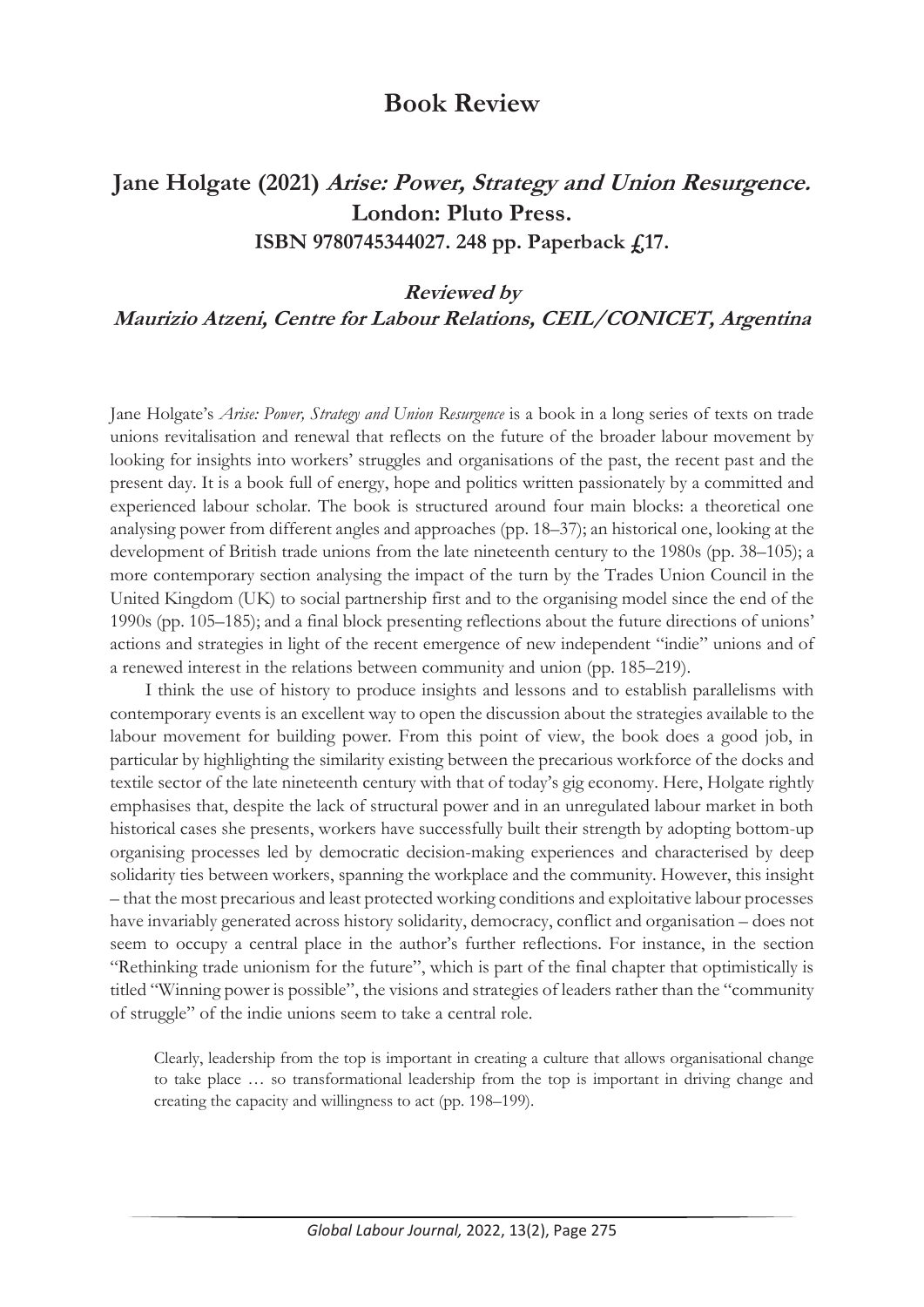# Book Review

## Jane Holgate (2021) *Arise: Power, Strategy and Union Resurgence.* London: Pluto Press. ISBN 9780745344027. 248 pp. Paperback £17.

### *Reviewed by Maurizio Atzeni, Centre for Labour Relations, CEIL/CONICET, Argentina*

Jane Holgate's *Arise: Power, Strategy and Union Resurgence* is a book in a long series of texts on trade unions revitalisation and renewal that reflects on the future of the broader labour movement by looking for insights into workers' struggles and organisations of the past, the recent past and the present day. It is a book full of energy, hope and politics written passionately by a committed and experienced labour scholar. The book is structured around four main blocks: a theoretical one analysing power from different angles and approaches (pp. 18–37); an historical one, looking at the development of British trade unions from the late nineteenth century to the 1980s (pp. 38–105); a more contemporary section analysing the impact of the turn by the Trades Union Council in the United Kingdom (UK) to social partnership first and to the organising model since the end of the 1990s (pp. 105–185); and a final block presenting reflections about the future directions of unions' actions and strategies in light of the recent emergence of new independent "indie" unions and of a renewed interest in the relations between community and union (pp. 185–219).

I think the use of history to produce insights and lessons and to establish parallelisms with contemporary events is an excellent way to open the discussion about the strategies available to the labour movement for building power. From this point of view, the book does a good job, in particular by highlighting the similarity existing between the precarious workforce of the docks and textile sector of the late nineteenth century with that of today's gig economy. Here, Holgate rightly emphasises that, despite the lack of structural power and in an unregulated labour market in both historical cases she presents, workers have successfully built their strength by adopting bottom-up organising processes led by democratic decision-making experiences and characterised by deep solidarity ties between workers, spanning the workplace and the community. However, this insight – that the most precarious and least protected working conditions and exploitative labour processes have invariably generated across history solidarity, democracy, conflict and organisation – does not seem to occupy a central place in the author's further reflections. For instance, in the section "Rethinking trade unionism for the future", which is part of the final chapter that optimistically is titled "Winning power is possible", the visions and strategies of leaders rather than the "community of struggle" of the indie unions seem to take a central role.

> Clearly, leadership from the top is important in creating a culture that allows organisational change to take place … so transformational leadership from the top is important in driving change and creating the capacity and willingness to act (pp. 198–199).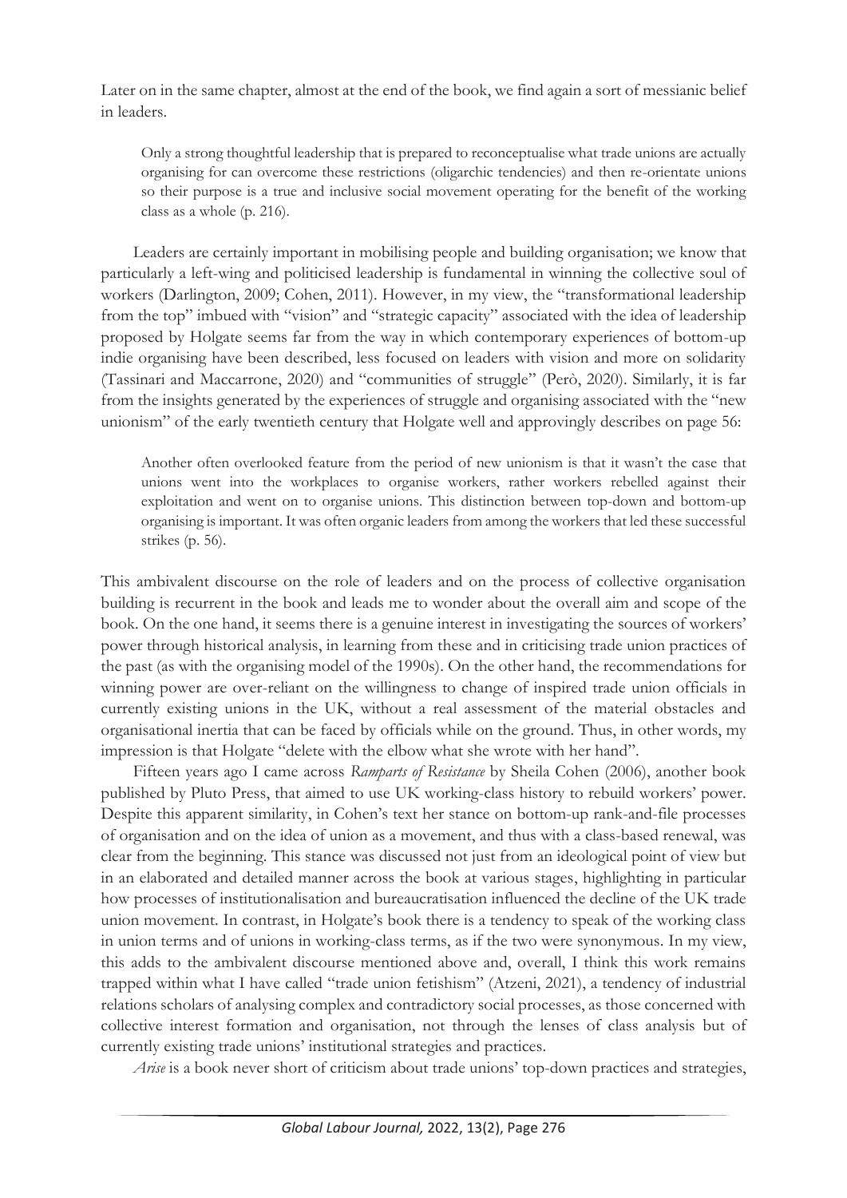Later on in the same chapter, almost at the end of the book, we find again a sort of messianic belief in leaders.

> Only a strong thoughtful leadership that is prepared to reconceptualise what trade unions are actually organising for can overcome these restrictions (oligarchic tendencies) and then re-orientate unions so their purpose is a true and inclusive social movement operating for the benefit of the working class as a whole (p. 216).

Leaders are certainly important in mobilising people and building organisation; we know that particularly a left-wing and politicised leadership is fundamental in winning the collective soul of workers (Darlington, 2009; Cohen, 2011). However, in my view, the "transformational leadership from the top" imbued with "vision" and "strategic capacity" associated with the idea of leadership proposed by Holgate seems far from the way in which contemporary experiences of bottom-up indie organising have been described, less focused on leaders with vision and more on solidarity (Tassinari and Maccarrone, 2020) and "communities of struggle" (Però, 2020). Similarly, it is far from the insights generated by the experiences of struggle and organising associated with the "new unionism" of the early twentieth century that Holgate well and approvingly describes on page 56:

> Another often overlooked feature from the period of new unionism is that it wasn't the case that unions went into the workplaces to organise workers, rather workers rebelled against their exploitation and went on to organise unions. This distinction between top-down and bottom-up organising is important. It was often organic leaders from among the workers that led these successful strikes (p. 56).

This ambivalent discourse on the role of leaders and on the process of collective organisation building is recurrent in the book and leads me to wonder about the overall aim and scope of the book. On the one hand, it seems there is a genuine interest in investigating the sources of workers' power through historical analysis, in learning from these and in criticising trade union practices of the past (as with the organising model of the 1990s). On the other hand, the recommendations for winning power are over-reliant on the willingness to change of inspired trade union officials in currently existing unions in the UK, without a real assessment of the material obstacles and organisational inertia that can be faced by officials while on the ground. Thus, in other words, my impression is that Holgate "delete with the elbow what she wrote with her hand".

Fifteen years ago I came across *Ramparts of Resistance* by Sheila Cohen (2006), another book published by Pluto Press, that aimed to use UK working-class history to rebuild workers' power. Despite this apparent similarity, in Cohen's text her stance on bottom-up rank-and-file processes of organisation and on the idea of union as a movement, and thus with a class-based renewal, was clear from the beginning. This stance was discussed not just from an ideological point of view but in an elaborated and detailed manner across the book at various stages, highlighting in particular how processes of institutionalisation and bureaucratisation influenced the decline of the UK trade union movement. In contrast, in Holgate's book there is a tendency to speak of the working class in union terms and of unions in working-class terms, as if the two were synonymous. In my view, this adds to the ambivalent discourse mentioned above and, overall, I think this work remains trapped within what I have called "trade union fetishism" (Atzeni, 2021), a tendency of industrial relations scholars of analysing complex and contradictory social processes, as those concerned with collective interest formation and organisation, not through the lenses of class analysis but of currently existing trade unions' institutional strategies and practices.

*Arise* is a book never short of criticism about trade unions' top-down practices and strategies,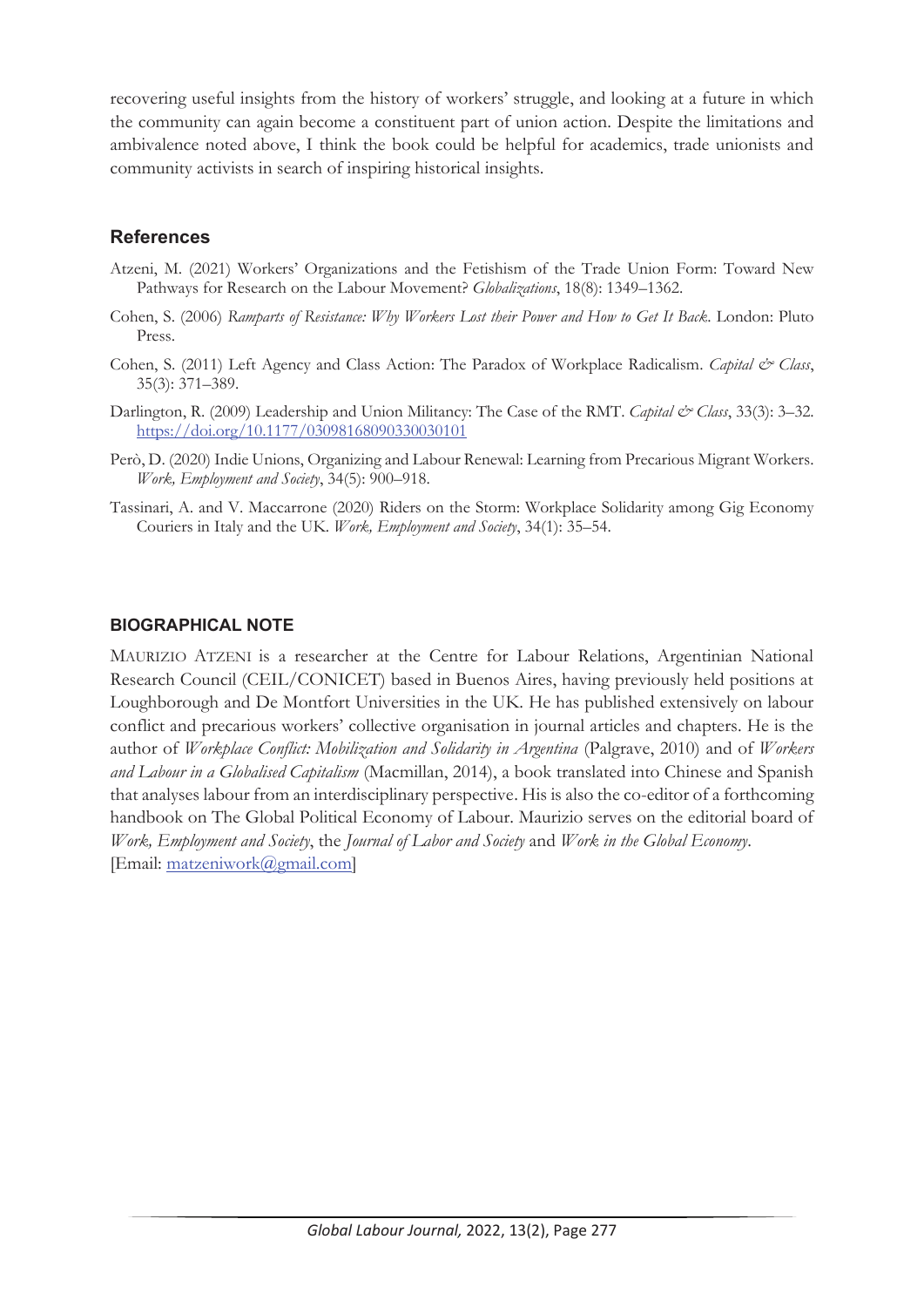recovering useful insights from the history of workers' struggle, and looking at a future in which the community can again become a constituent part of union action. Despite the limitations and ambivalence noted above, I think the book could be helpful for academics, trade unionists and community activists in search of inspiring historical insights.

## References

Atzeni, M. (2021) Workers' Organizations and the Fetishism of the Trade Union Form: Toward New Pathways for Research on the Labour Movement? *Globalizations*, 18(8): 1349–1362.

Cohen, S. (2006) *Ramparts of Resistance: Why Workers Lost their Power and How to Get It Back*. London: Pluto Press.

Cohen, S. (2011) Left Agency and Class Action: The Paradox of Workplace Radicalism. *Capital & Class*, 35(3): 371–389.

Darlington, R. (2009) Leadership and Union Militancy: The Case of the RMT. *Capital & Class*, 33(3): 3–32. https://doi.org/10.1177/030981680903300101

Però, D. (2020) Indie Unions, Organizing and Labour Renewal: Learning from Precarious Migrant Workers. *Work, Employment and Society*, 34(5): 900–918.

Tassinari, A. and V. Maccarrone (2020) Riders on the Storm: Workplace Solidarity among Gig Economy Couriers in Italy and the UK. *Work, Employment and Society*, 34(1): 35–54.

### BIOGRAPHICAL NOTE

MAURIZIO ATZENI is a researcher at the Centre for Labour Relations, Argentinian National Research Council (CEIL/CONICET) based in Buenos Aires, having previously held positions at Loughborough and De Montfort Universities in the UK. He has published extensively on labour conflict and precarious workers' collective organisation in journal articles and chapters. He is the author of *Workplace Conflict: Mobilization and Solidarity in Argentina* (Palgrave, 2010) and of *Workers and Labour in a Globalised Capitalism* (Macmillan, 2014), a book translated into Chinese and Spanish that analyses labour from an interdisciplinary perspective. His is also the co-editor of a forthcoming handbook on The Global Political Economy of Labour. Maurizio serves on the editorial board of *Work, Employment and Society*, the *Journal of Labor and Society* and *Work in the Global Economy*. [Email: matzeniwork@gmail.com]